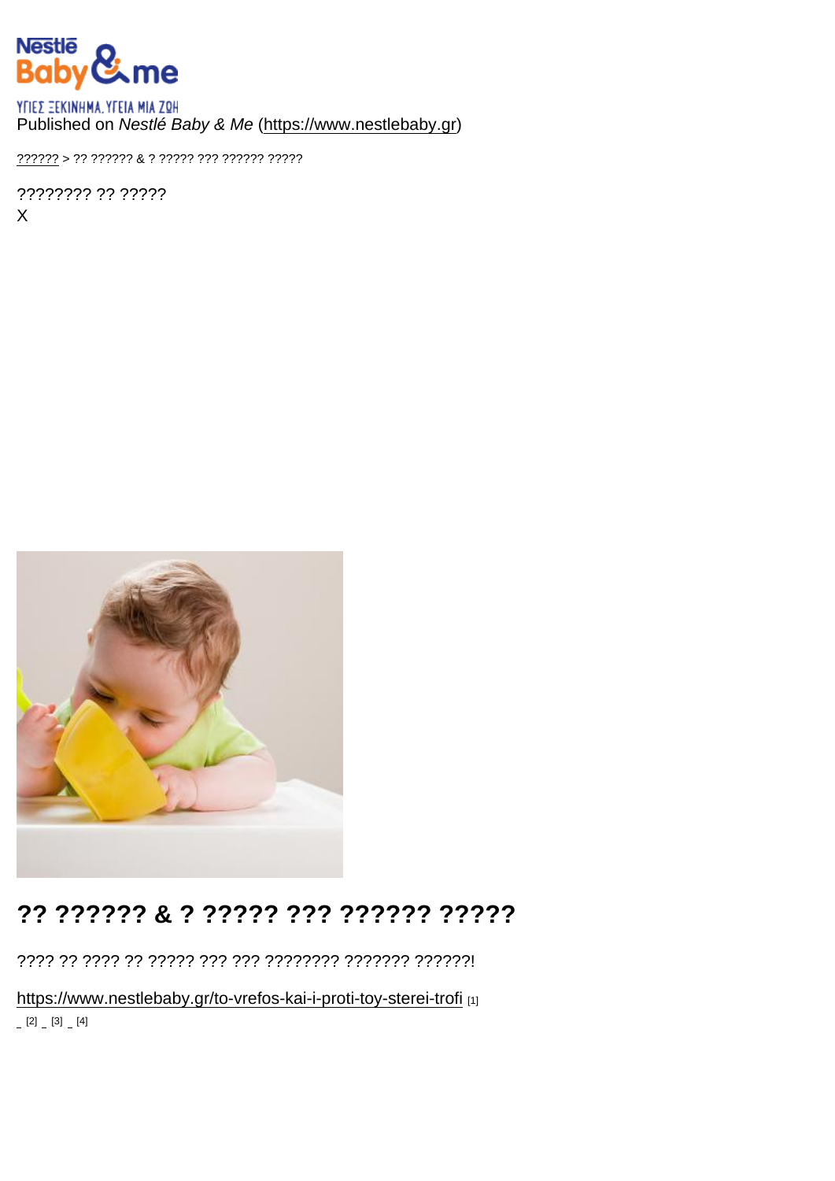ΥΓΙΕΣ ΞΕΚΙΝΗΜΑ. ΥΓΕΙΑ ΜΙΑ ΖΩΗ
Published on *Nestlé Baby & Me* (https://www.nestlebaby.gr)

?????? > ?? ?????? & ? ????? ??? ?????? ?????

???????? ?? ?????
X

## ?? ?????? & ? ????? ??? ?????? ?????

???? ?? ???? ?? ????? ??? ??? ???????? ??????? ??????!

https://www.nestlebaby.gr/to-vrefos-kai-i-proti-toy-sterei-trofi [1]

[2] [3] [4]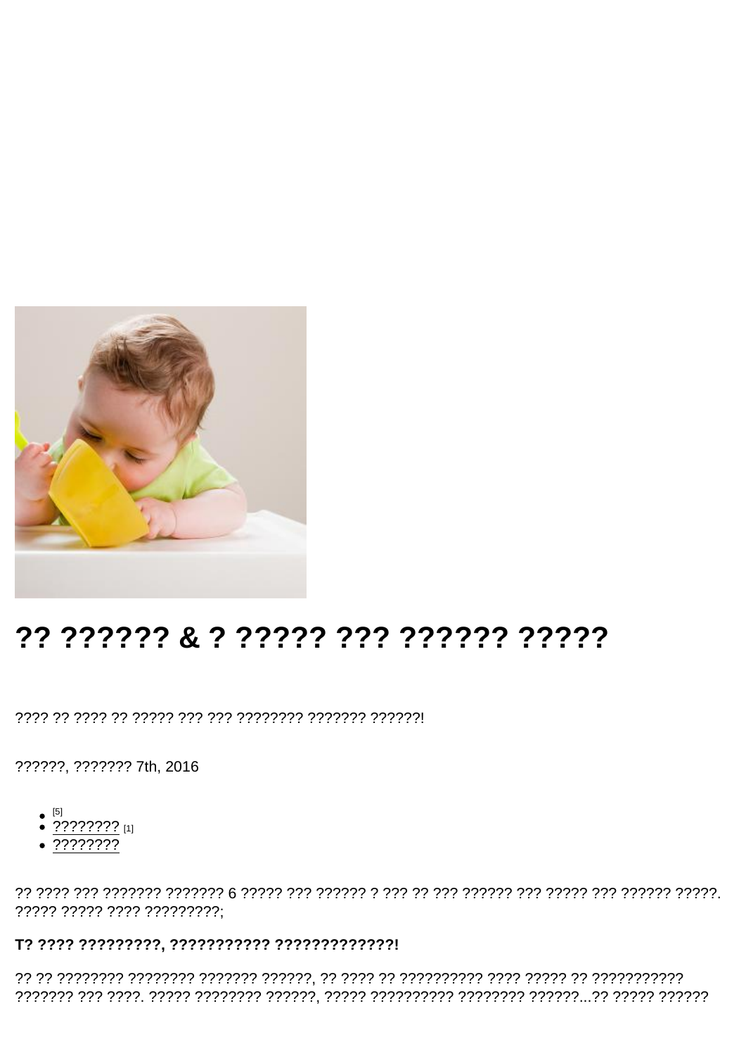# ?? ?????? & ? ????? ??? ?????? ?????

???? ?? ???? ?? ????? ??? ??? ???????? ??????? ??????!

??????, ??????? 7th, 2016

- [5]
- ???????? [1]
- ????????

?? ???? ??? ??????? ??????? 6 ????? ??? ?????? ? ??? ?? ??? ?????? ??? ????? ??? ?????? ?????. ????? ????? ???? ?????????;

**T? ???? ?????????, ??????????? ?????????????!**

?? ?? ???????? ???????? ??????? ??????, ?? ???? ?? ?????????? ???? ????? ?? ??????????? ??????? ??? ????. ????? ???????? ??????, ????? ?????????? ???????? ??????...?? ????? ??????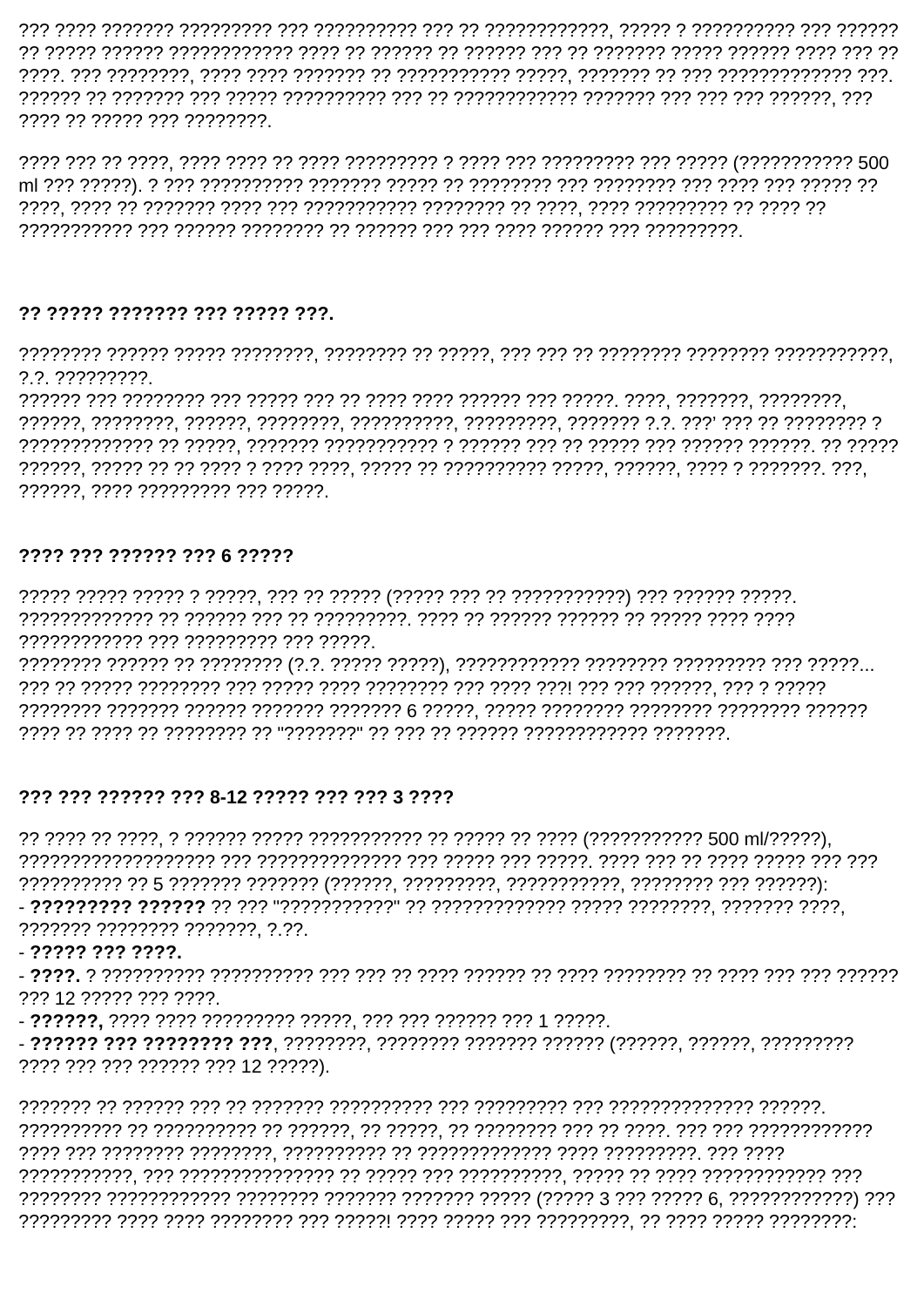??? ???? ??????? ????????? ??? ?????????? ??? ?? ????????????, ????? ? ?????????? ??? ?????? ?? ????? ?????? ??????????? ???? ?? ?????? ?? ?????? ??? ?? ??????? ????? ?????? ???? ??? ?? ????. ??? ????????, ???? ???? ??????? ?? ??????????? ?????, ??????? ?? ??? ????????????? ???. ?????? ?? ??????? ??? ????? ?????????? ??? ?? ??????????? ??????? ??? ??? ??? ??????, ??? ???? ?? ????? ??? ????????.

???? ??? ?? ????, ???? ???? ?? ???? ????????? ? ???? ??? ????????? ??? ????? (??????????? 500 ml ??? ?????). ? ??? ?????????? ??????? ????? ?? ???????? ??? ???????? ??? ???? ??? ????? ?? ????, ???? ?? ??????? ???? ??? ?????????? ???????? ?? ????, ???? ????????? ?? ???? ?? ??????????? ??? ?????? ???????? ?? ?????? ??? ??? ???? ?????? ??? ?????????.

**?? ????? ??????? ??? ????? ???.**

???????? ?????? ????? ????????, ???????? ?? ?????, ??? ??? ?? ???????? ???????? ???????????, ?.?. ?????????.
?????? ??? ???????? ??? ????? ??? ?? ???? ???? ?????? ??? ?????. ????, ???????, ????????, ??????, ????????, ??????, ????????, ??????????, ?????????, ??????? ?.?. ???' ??? ?? ???????? ? ????????????? ?? ?????, ??????? ??????????? ? ?????? ??? ?? ????? ??? ?????? ??????. ?? ????? ??????, ????? ?? ?? ???? ? ???? ????, ????? ?? ?????????? ?????, ??????, ???? ? ???????. ???, ??????, ???? ????????? ??? ?????.

**???? ??? ?????? ??? 6 ?????**

????? ????? ????? ? ?????, ??? ?? ????? (????? ??? ?? ???????????) ??? ?????? ?????. ????????????? ?? ?????? ??? ?? ?????????. ???? ?? ?????? ?????? ?? ????? ???? ???? ???????????? ??? ????????? ??? ?????.
???????? ?????? ?? ???????? (?.?. ????? ?????), ???????????? ???????? ????????? ??? ?????... ??? ?? ????? ???????? ??? ????? ???? ???????? ??? ???? ???! ??? ??? ??????, ??? ? ????? ???????? ??????? ?????? ??????? ??????? 6 ?????, ????? ???????? ???????? ???????? ?????? ???? ?? ???? ?? ???????? ?? "???????" ?? ??? ?? ?????? ???????????? ???????.

**??? ??? ?????? ??? 8-12 ????? ??? ??? 3 ????**

?? ???? ?? ????, ? ?????? ????? ??????????? ?? ????? ?? ???? (??????????? 500 ml/?????), ??????????????????? ??? ?????????????? ??? ????? ??? ?????. ???? ??? ?? ???? ????? ??? ??? ?????????? ?? 5 ??????? ??????? (??????, ?????????, ???????????, ???????? ??? ??????):
- **????????? ??????** ?? ??? "???????????" ?? ????????????? ????? ????????, ??????? ????, ??????? ???????? ???????, ?.??.
- **????? ??? ????.**
- **????.** ? ?????????? ?????????? ??? ??? ?? ???? ?????? ?? ???? ???????? ?? ???? ??? ??? ?????? ??? 12 ????? ??? ????.
- **??????,** ???? ???? ????????? ?????, ??? ??? ?????? ??? 1 ?????.
- **?????? ??? ???????? ???**, ????????, ???????? ??????? ?????? (??????, ??????, ????????? ???? ??? ??? ?????? ??? 12 ?????).

??????? ?? ?????? ??? ?? ??????? ?????????? ??? ????????? ??? ?????????????? ??????. ?????????? ?? ?????????? ?? ??????, ?? ?????, ?? ???????? ??? ?? ????. ??? ??? ???????????? ???? ??? ???????? ????????, ?????????? ?? ????????????? ???? ?????????. ??? ???? ???????????, ??? ??????????????? ?? ????? ??? ??????????, ????? ?? ???? ???????????? ??? ???????? ??????????? ???????? ??????? ??????? ????? (????? 3 ??? ????? 6, ????????????) ??? ????????? ???? ???? ???????? ??? ?????! ???? ????? ???? ?????????, ?? ???? ????? ????????: